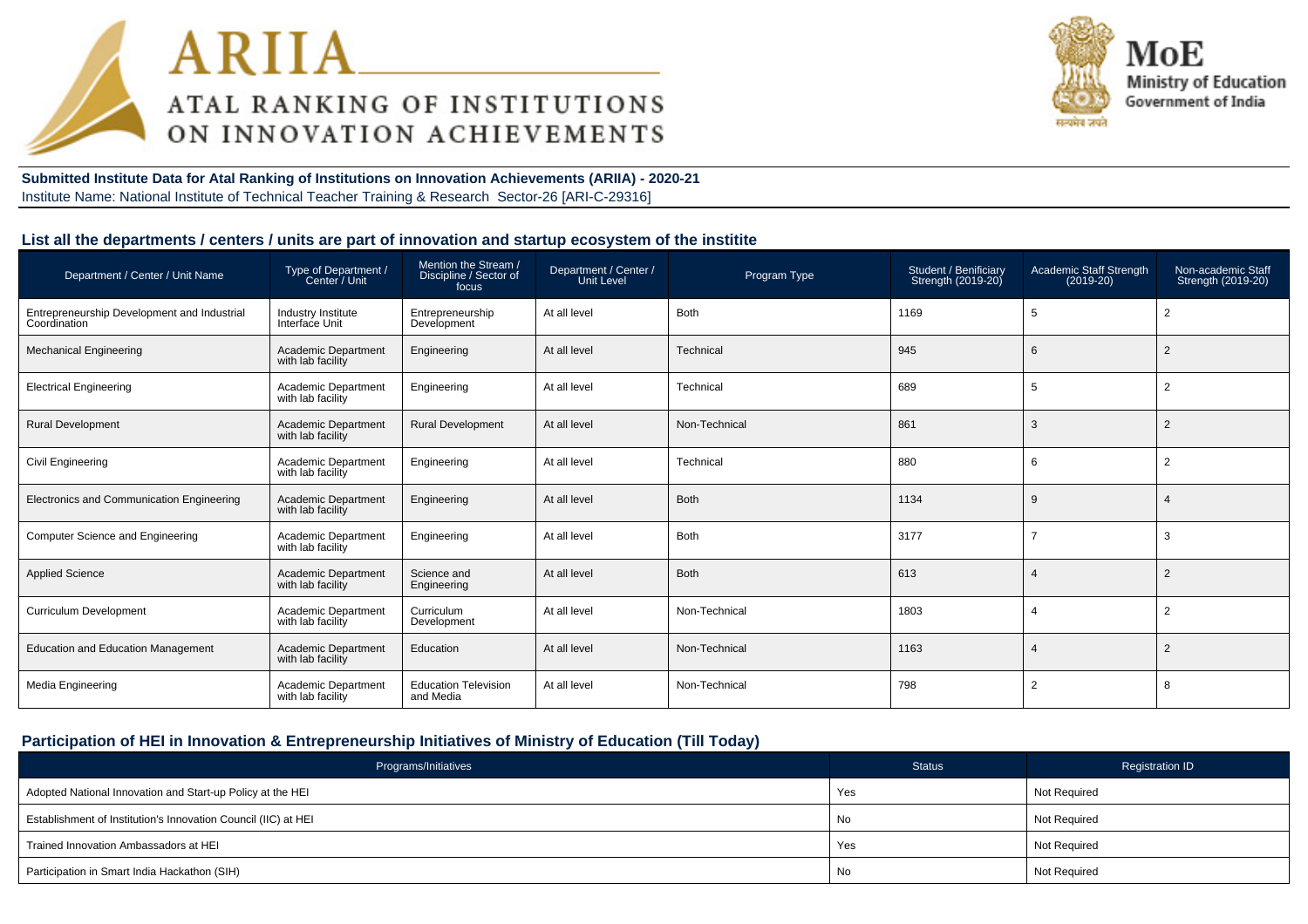# ARIIA

## ATAL RANKING OF INSTITUTIONS ON INNOVATION ACHIEVEMENTS

**MoE**
Ministry of Education
Government of India

**Submitted Institute Data for Atal Ranking of Institutions on Innovation Achievements (ARIIA) - 2020-21**

Institute Name: National Institute of Technical Teacher Training & Research Sector-26 [ARI-C-29316]

## List all the departments / centers / units are part of innovation and startup ecosystem of the institite

| Department / Center / Unit Name | Type of Department / Center / Unit | Mention the Stream / Discipline / Sector of focus | Department / Center / Unit Level | Program Type | Student / Benificiary Strength (2019-20) | Academic Staff Strength (2019-20) | Non-academic Staff Strength (2019-20) |
|---|---|---|---|---|---|---|---|
| Entrepreneurship Development and Industrial Coordination | Industry Institute Interface Unit | Entrepreneurship Development | At all level | Both | 1169 | 5 | 2 |
| Mechanical Engineering | Academic Department with lab facility | Engineering | At all level | Technical | 945 | 6 | 2 |
| Electrical Engineering | Academic Department with lab facility | Engineering | At all level | Technical | 689 | 5 | 2 |
| Rural Development | Academic Department with lab facility | Rural Development | At all level | Non-Technical | 861 | 3 | 2 |
| Civil Engineering | Academic Department with lab facility | Engineering | At all level | Technical | 880 | 6 | 2 |
| Electronics and Communication Engineering | Academic Department with lab facility | Engineering | At all level | Both | 1134 | 9 | 4 |
| Computer Science and Engineering | Academic Department with lab facility | Engineering | At all level | Both | 3177 | 7 | 3 |
| Applied Science | Academic Department with lab facility | Science and Engineering | At all level | Both | 613 | 4 | 2 |
| Curriculum Development | Academic Department with lab facility | Curriculum Development | At all level | Non-Technical | 1803 | 4 | 2 |
| Education and Education Management | Academic Department with lab facility | Education | At all level | Non-Technical | 1163 | 4 | 2 |
| Media Engineering | Academic Department with lab facility | Education Television and Media | At all level | Non-Technical | 798 | 2 | 8 |

## Participation of HEI in Innovation & Entrepreneurship Initiatives of Ministry of Education (Till Today)

| Programs/Initiatives | Status | Registration ID |
|---|---|---|
| Adopted National Innovation and Start-up Policy at the HEI | Yes | Not Required |
| Establishment of Institution's Innovation Council (IIC) at HEI | No | Not Required |
| Trained Innovation Ambassadors at HEI | Yes | Not Required |
| Participation in Smart India Hackathon (SIH) | No | Not Required |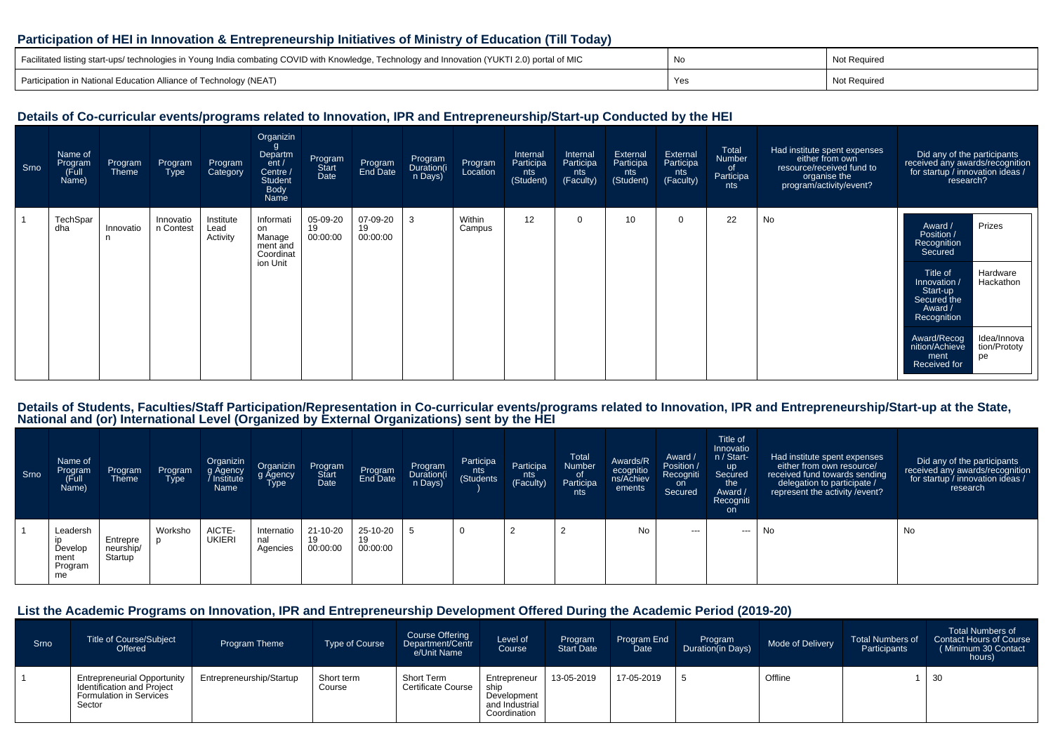## Participation of HEI in Innovation & Entrepreneurship Initiatives of Ministry of Education (Till Today)

| | | |
|---|---|---|
| Facilitated listing start-ups/ technologies in Young India combating COVID with Knowledge, Technology and Innovation (YUKTI 2.0) portal of MIC | No | Not Required |
| Participation in National Education Alliance of Technology (NEAT) | Yes | Not Required |

## Details of Co-curricular events/programs related to Innovation, IPR and Entrepreneurship/Start-up Conducted by the HEI

| Srno | Name of Program (Full Name) | Program Theme | Program Type | Program Category | Organizing Department / Centre / Student Body Name | Program Start Date | Program End Date | Program Duration(in Days) | Program Location | Internal Participants (Student) | Internal Participants (Faculty) | External Participants (Student) | External Participants (Faculty) | Total Number of Participants | Had institute spent expenses either from own resource/received fund to organise the program/activity/event? | Did any of the participants received any awards/recognition for startup / innovation ideas / research? |
|---|---|---|---|---|---|---|---|---|---|---|---|---|---|---|---|---|
| 1 | TechSpardha | Innovation | Innovation Contest | Institute Lead Activity | Information Management and Coordination Unit | 05-09-2019 00:00:00 | 07-09-2019 00:00:00 | 3 | Within Campus | 12 | 0 | 10 | 0 | 22 | No | Award / Position / Recognition Secured: Prizes; Title of Innovation / Start-up Secured the Award / Recognition: Hardware Hackathon; Award/Recognition/Achievement Received for: Idea/Innovation/Prototype |

## Details of Students, Faculties/Staff Participation/Representation in Co-curricular events/programs related to Innovation, IPR and Entrepreneurship/Start-up at the State, National and (or) International Level (Organized by External Organizations) sent by the HEI

| Srno | Name of Program (Full Name) | Program Theme | Program Type | Organizing Agency / Institute Name | Organizing Agency Type | Program Start Date | Program End Date | Program Duration(in Days) | Participants (Students) | Participants (Faculty) | Total Number of Participants | Awards/Recognitions/Achievements | Award / Position / Recognition Secured | Title of Innovation / Start-up Secured the Award / Recognition | Had institute spent expenses either from own resource/ received fund towards sending delegation to participate / represent the activity /event? | Did any of the participants received any awards/recognition for startup / innovation ideas / research |
|---|---|---|---|---|---|---|---|---|---|---|---|---|---|---|---|---|
| 1 | Leadership Development Programme | Entrepreneurship/Startup | Workshop | AICTE-UKIERI | International Agencies | 21-10-2019 00:00:00 | 25-10-2019 00:00:00 | 5 | 0 | 2 | 2 | No | --- | --- | No | No |

## List the Academic Programs on Innovation, IPR and Entrepreneurship Development Offered During the Academic Period (2019-20)

| Srno | Title of Course/Subject Offered | Program Theme | Type of Course | Course Offering Department/Centre/Unit Name | Level of Course | Program Start Date | Program End Date | Program Duration(in Days) | Mode of Delivery | Total Numbers of Participants | Total Numbers of Contact Hours of Course ( Minimum 30 Contact hours) |
|---|---|---|---|---|---|---|---|---|---|---|---|
| 1 | Entrepreneurial Opportunity Identification and Project Formulation in Services Sector | Entrepreneurship/Startup | Short term Course | Short Term Certificate Course | Entrepreneurship Development and Industrial Coordination | 13-05-2019 | 17-05-2019 | 5 | Offline | 1 | 30 |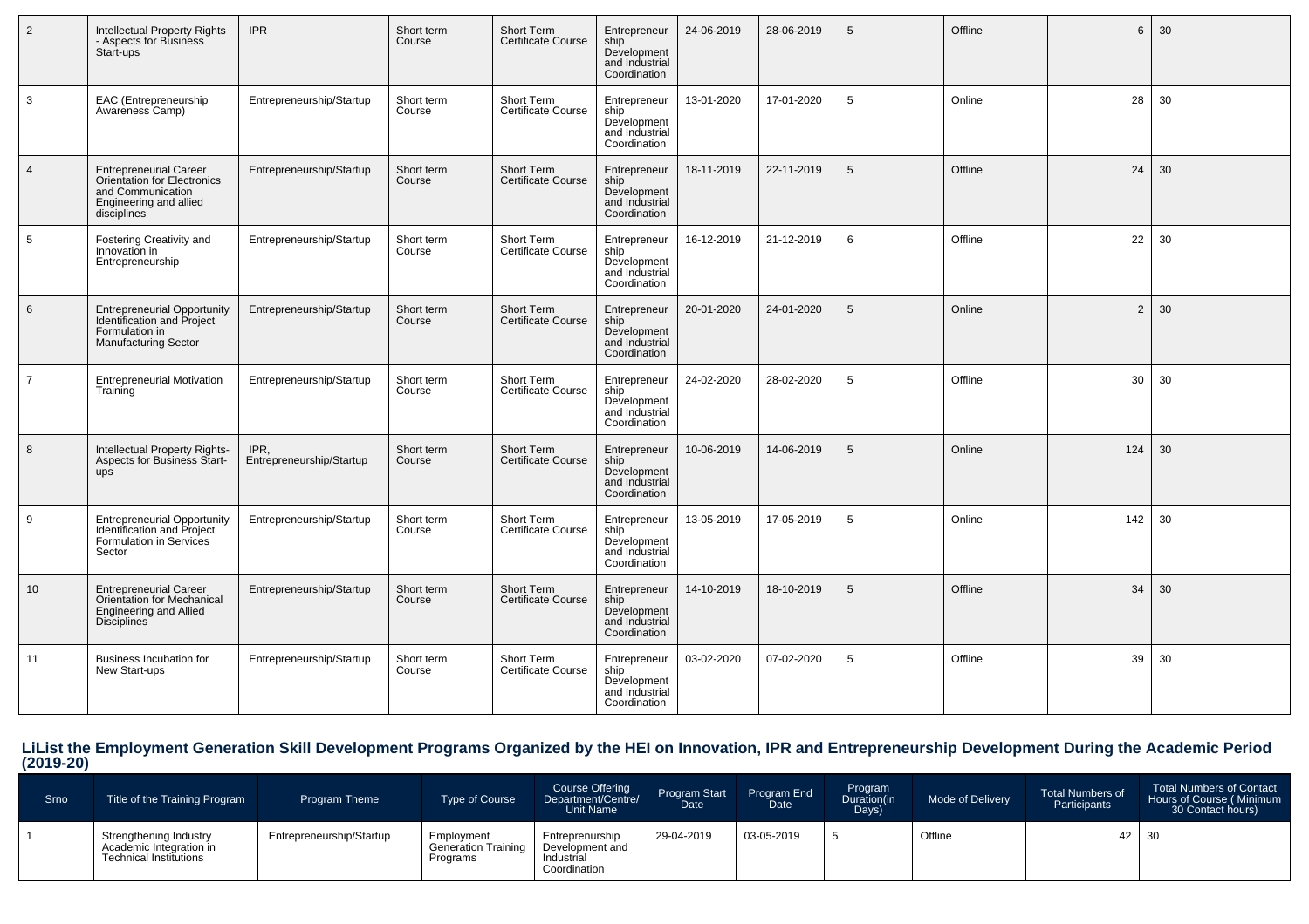| 2 | Intellectual Property Rights - Aspects for Business Start-ups | IPR | Short term Course | Short Term Certificate Course | Entrepreneurship Development and Industrial Coordination | 24-06-2019 | 28-06-2019 | 5 | Offline | 6 | 30 |
|---|---|---|---|---|---|---|---|---|---|---|---|
| 3 | EAC (Entrepreneurship Awareness Camp) | Entrepreneurship/Startup | Short term Course | Short Term Certificate Course | Entrepreneurship Development and Industrial Coordination | 13-01-2020 | 17-01-2020 | 5 | Online | 28 | 30 |
| 4 | Entrepreneurial Career Orientation for Electronics and Communication Engineering and allied disciplines | Entrepreneurship/Startup | Short term Course | Short Term Certificate Course | Entrepreneurship Development and Industrial Coordination | 18-11-2019 | 22-11-2019 | 5 | Offline | 24 | 30 |
| 5 | Fostering Creativity and Innovation in Entrepreneurship | Entrepreneurship/Startup | Short term Course | Short Term Certificate Course | Entrepreneurship Development and Industrial Coordination | 16-12-2019 | 21-12-2019 | 6 | Offline | 22 | 30 |
| 6 | Entrepreneurial Opportunity Identification and Project Formulation in Manufacturing Sector | Entrepreneurship/Startup | Short term Course | Short Term Certificate Course | Entrepreneurship Development and Industrial Coordination | 20-01-2020 | 24-01-2020 | 5 | Online | 2 | 30 |
| 7 | Entrepreneurial Motivation Training | Entrepreneurship/Startup | Short term Course | Short Term Certificate Course | Entrepreneurship Development and Industrial Coordination | 24-02-2020 | 28-02-2020 | 5 | Offline | 30 | 30 |
| 8 | Intellectual Property Rights-Aspects for Business Start-ups | IPR, Entrepreneurship/Startup | Short term Course | Short Term Certificate Course | Entrepreneurship Development and Industrial Coordination | 10-06-2019 | 14-06-2019 | 5 | Online | 124 | 30 |
| 9 | Entrepreneurial Opportunity Identification and Project Formulation in Services Sector | Entrepreneurship/Startup | Short term Course | Short Term Certificate Course | Entrepreneurship Development and Industrial Coordination | 13-05-2019 | 17-05-2019 | 5 | Online | 142 | 30 |
| 10 | Entrepreneurial Career Orientation for Mechanical Engineering and Allied Disciplines | Entrepreneurship/Startup | Short term Course | Short Term Certificate Course | Entrepreneurship Development and Industrial Coordination | 14-10-2019 | 18-10-2019 | 5 | Offline | 34 | 30 |
| 11 | Business Incubation for New Start-ups | Entrepreneurship/Startup | Short term Course | Short Term Certificate Course | Entrepreneurship Development and Industrial Coordination | 03-02-2020 | 07-02-2020 | 5 | Offline | 39 | 30 |

## LiList the Employment Generation Skill Development Programs Organized by the HEI on Innovation, IPR and Entrepreneurship Development During the Academic Period (2019-20)

| Srno | Title of the Training Program | Program Theme | Type of Course | Course Offering Department/Centre/ Unit Name | Program Start Date | Program End Date | Program Duration(in Days) | Mode of Delivery | Total Numbers of Participants | Total Numbers of Contact Hours of Course ( Minimum 30 Contact hours) |
|---|---|---|---|---|---|---|---|---|---|---|
| 1 | Strengthening Industry Academic Integration in Technical Institutions | Entrepreneurship/Startup | Employment Generation Training Programs | Entreprenurship Development and Industrial Coordination | 29-04-2019 | 03-05-2019 | 5 | Offline | 42 | 30 |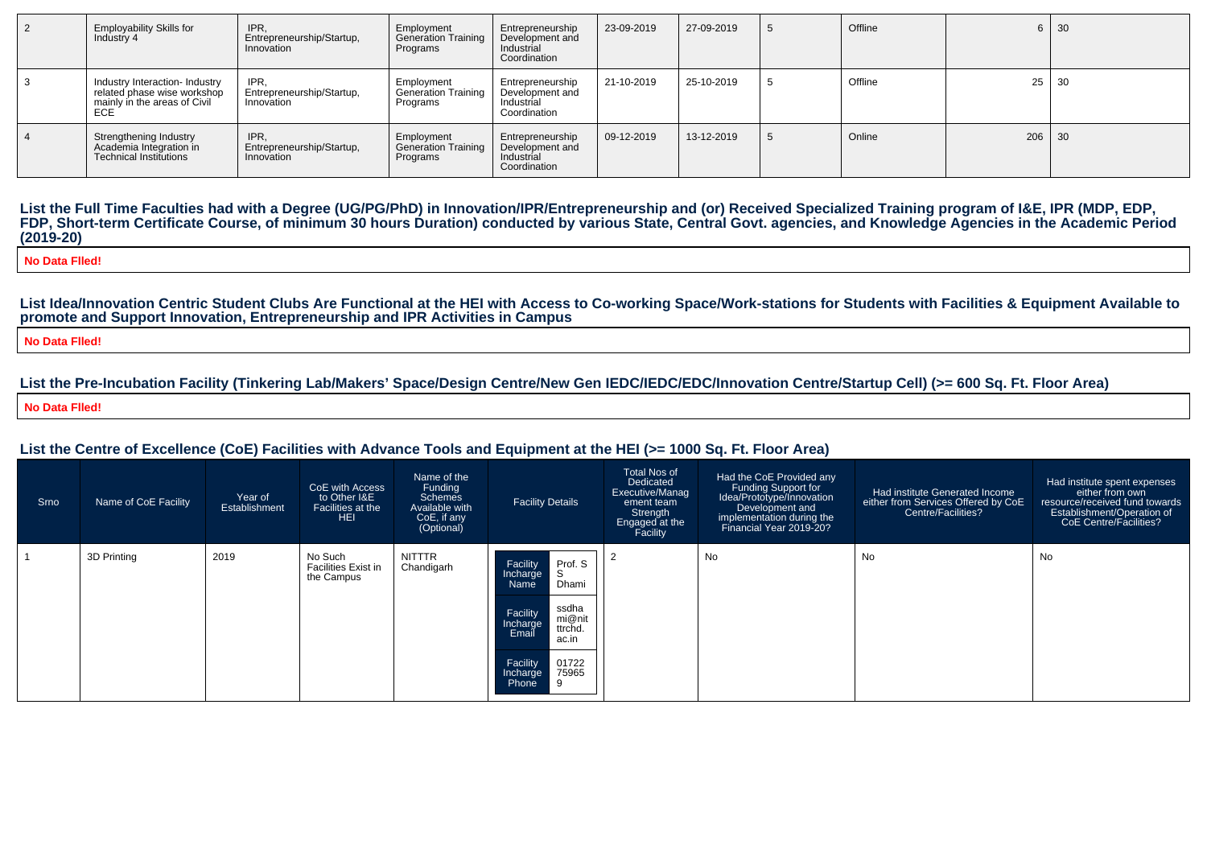| 2 | Employability Skills for Industry 4 | IPR, Entrepreneurship/Startup, Innovation | Employment Generation Training Programs | Entrepreneurship Development and Industrial Coordination | 23-09-2019 | 27-09-2019 | 5 | Offline | 6 | 30 |
|---|---|---|---|---|---|---|---|---|---|---|
| 3 | Industry Interaction- Industry related phase wise workshop mainly in the areas of Civil ECE | IPR, Entrepreneurship/Startup, Innovation | Employment Generation Training Programs | Entrepreneurship Development and Industrial Coordination | 21-10-2019 | 25-10-2019 | 5 | Offline | 25 | 30 |
| 4 | Strengthening Industry Academia Integration in Technical Institutions | IPR, Entrepreneurship/Startup, Innovation | Employment Generation Training Programs | Entrepreneurship Development and Industrial Coordination | 09-12-2019 | 13-12-2019 | 5 | Online | 206 | 30 |

## List the Full Time Faculties had with a Degree (UG/PG/PhD) in Innovation/IPR/Entrepreneurship and (or) Received Specialized Training program of I&E, IPR (MDP, EDP, FDP, Short-term Certificate Course, of minimum 30 hours Duration) conducted by various State, Central Govt. agencies, and Knowledge Agencies in the Academic Period (2019-20)

**No Data FIled!**

## List Idea/Innovation Centric Student Clubs Are Functional at the HEI with Access to Co-working Space/Work-stations for Students with Facilities & Equipment Available to promote and Support Innovation, Entrepreneurship and IPR Activities in Campus

**No Data FIled!**

## List the Pre-Incubation Facility (Tinkering Lab/Makers' Space/Design Centre/New Gen IEDC/IEDC/EDC/Innovation Centre/Startup Cell) (>= 600 Sq. Ft. Floor Area)

**No Data FIled!**

## List the Centre of Excellence (CoE) Facilities with Advance Tools and Equipment at the HEI (>= 1000 Sq. Ft. Floor Area)

| Srno | Name of CoE Facility | Year of Establishment | CoE with Access to Other I&E Facilities at the HEI | Name of the Funding Schemes Available with CoE, if any (Optional) | Facility Details | Total Nos of Dedicated Executive/Management team Strength Engaged at the Facility | Had the CoE Provided any Funding Support for Idea/Prototype/Innovation Development and implementation during the Financial Year 2019-20? | Had institute Generated Income either from Services Offered by CoE Centre/Facilities? | Had institute spent expenses either from own resource/received fund towards Establishment/Operation of CoE Centre/Facilities? |
|---|---|---|---|---|---|---|---|---|---|
| 1 | 3D Printing | 2019 | No Such Facilities Exist in the Campus | NITTTR Chandigarh | Facility Incharge Name: Prof. S S Dhami<br>Facility Incharge Email: ssdhami@nitttrchd.ac.in<br>Facility Incharge Phone: 017227​5965 9 | 2 | No | No | No |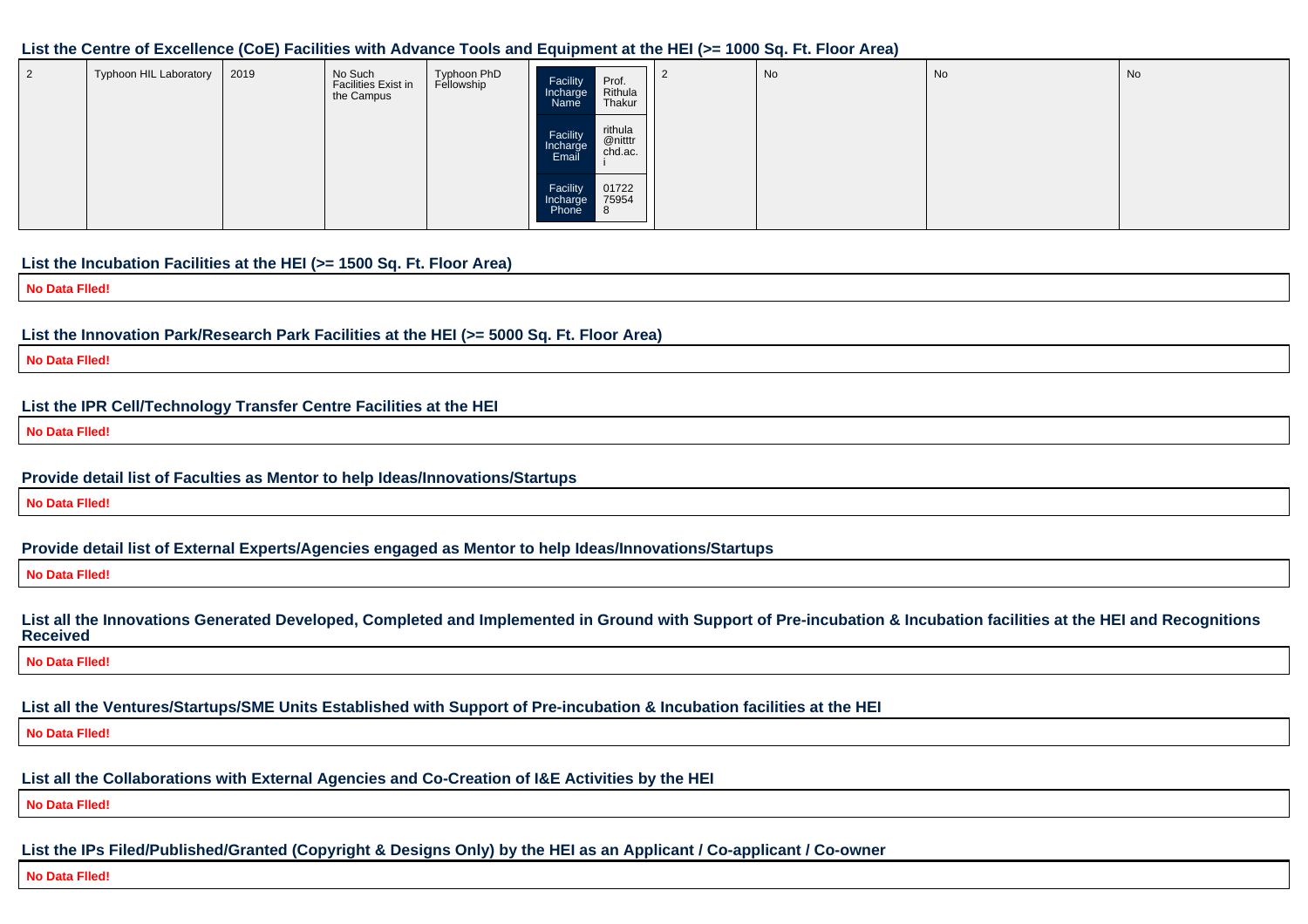### List the Centre of Excellence (CoE) Facilities with Advance Tools and Equipment at the HEI (>= 1000 Sq. Ft. Floor Area)

| | | | | | | | | | |
|---|---|---|---|---|---|---|---|---|---|
| 2 | Typhoon HIL Laboratory | 2019 | No Such Facilities Exist in the Campus | Typhoon PhD Fellowship | Facility Incharge Name: Prof. Rithula Thakur; Facility Incharge Email: rithula@nitttrchd.ac.i; Facility Incharge Phone: 0172275954 8 | 2 | No | No | No |

### List the Incubation Facilities at the HEI (>= 1500 Sq. Ft. Floor Area)

**No Data Flled!**

### List the Innovation Park/Research Park Facilities at the HEI (>= 5000 Sq. Ft. Floor Area)

**No Data Flled!**

### List the IPR Cell/Technology Transfer Centre Facilities at the HEI

**No Data Flled!**

### Provide detail list of Faculties as Mentor to help Ideas/Innovations/Startups

**No Data Flled!**

### Provide detail list of External Experts/Agencies engaged as Mentor to help Ideas/Innovations/Startups

**No Data Flled!**

### List all the Innovations Generated Developed, Completed and Implemented in Ground with Support of Pre-incubation & Incubation facilities at the HEI and Recognitions Received

**No Data Flled!**

### List all the Ventures/Startups/SME Units Established with Support of Pre-incubation & Incubation facilities at the HEI

**No Data Flled!**

### List all the Collaborations with External Agencies and Co-Creation of I&E Activities by the HEI

**No Data Flled!**

### List the IPs Filed/Published/Granted (Copyright & Designs Only) by the HEI as an Applicant / Co-applicant / Co-owner

**No Data Flled!**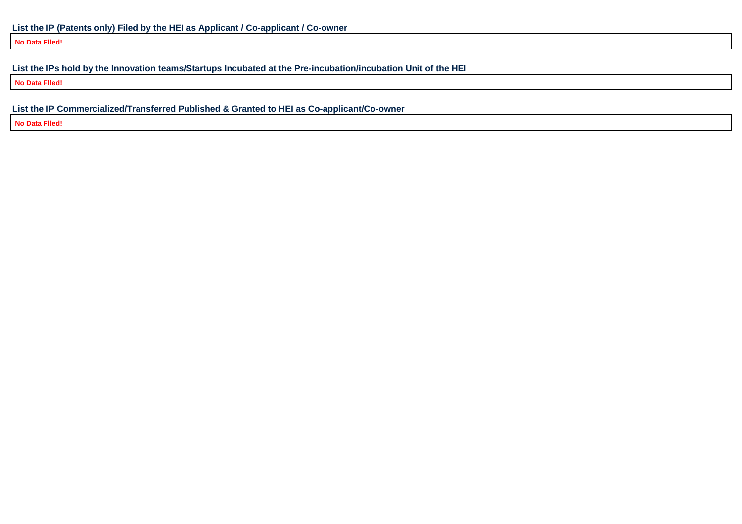**List the IP (Patents only) Filed by the HEI as Applicant / Co-applicant / Co-owner**

| No Data FIled! |
|---|

**List the IPs hold by the Innovation teams/Startups Incubated at the Pre-incubation/incubation Unit of the HEI**

| No Data FIled! |
|---|

**List the IP Commercialized/Transferred Published & Granted to HEI as Co-applicant/Co-owner**

| No Data FIled! |
|---|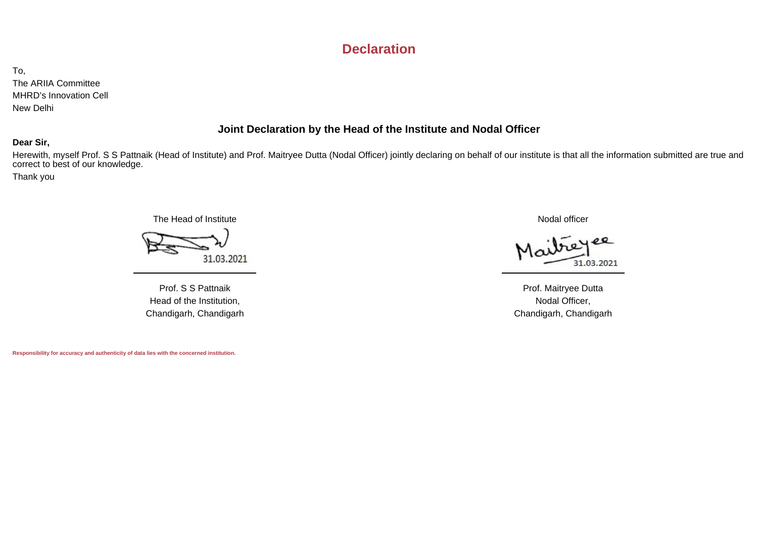# Declaration

To,

The ARIIA Committee

MHRD's Innovation Cell

New Delhi

## Joint Declaration by the Head of the Institute and Nodal Officer

**Dear Sir,**

Herewith, myself Prof. S S Pattnaik (Head of Institute) and Prof. Maitryee Dutta (Nodal Officer) jointly declaring on behalf of our institute is that all the information submitted are true and correct to best of our knowledge.

Thank you

The Head of Institute

31.03.2021

Prof. S S Pattnaik
Head of the Institution,
Chandigarh, Chandigarh

Nodal officer

31.03.2021

Prof. Maitryee Dutta
Nodal Officer,
Chandigarh, Chandigarh

**Responsibility for accuracy and authenticity of data lies with the concerned institution.**